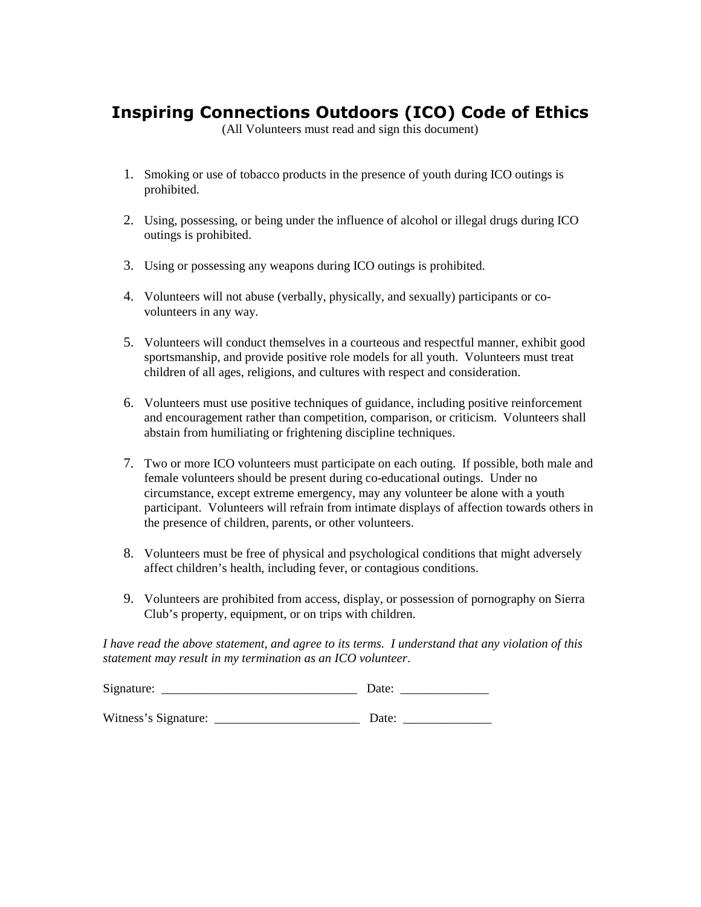# Inspiring Connections Outdoors (ICO) Code of Ethics

(All Volunteers must read and sign this document)

1. Smoking or use of tobacco products in the presence of youth during ICO outings is prohibited.

2. Using, possessing, or being under the influence of alcohol or illegal drugs during ICO outings is prohibited.

3. Using or possessing any weapons during ICO outings is prohibited.

4. Volunteers will not abuse (verbally, physically, and sexually) participants or co-volunteers in any way.

5. Volunteers will conduct themselves in a courteous and respectful manner, exhibit good sportsmanship, and provide positive role models for all youth. Volunteers must treat children of all ages, religions, and cultures with respect and consideration.

6. Volunteers must use positive techniques of guidance, including positive reinforcement and encouragement rather than competition, comparison, or criticism. Volunteers shall abstain from humiliating or frightening discipline techniques.

7. Two or more ICO volunteers must participate on each outing. If possible, both male and female volunteers should be present during co-educational outings. Under no circumstance, except extreme emergency, may any volunteer be alone with a youth participant. Volunteers will refrain from intimate displays of affection towards others in the presence of children, parents, or other volunteers.

8. Volunteers must be free of physical and psychological conditions that might adversely affect children's health, including fever, or contagious conditions.

9. Volunteers are prohibited from access, display, or possession of pornography on Sierra Club's property, equipment, or on trips with children.

*I have read the above statement, and agree to its terms. I understand that any violation of this statement may result in my termination as an ICO volunteer*.

Signature: _______________________________ Date: ______________

Witness's Signature: _______________________ Date: ______________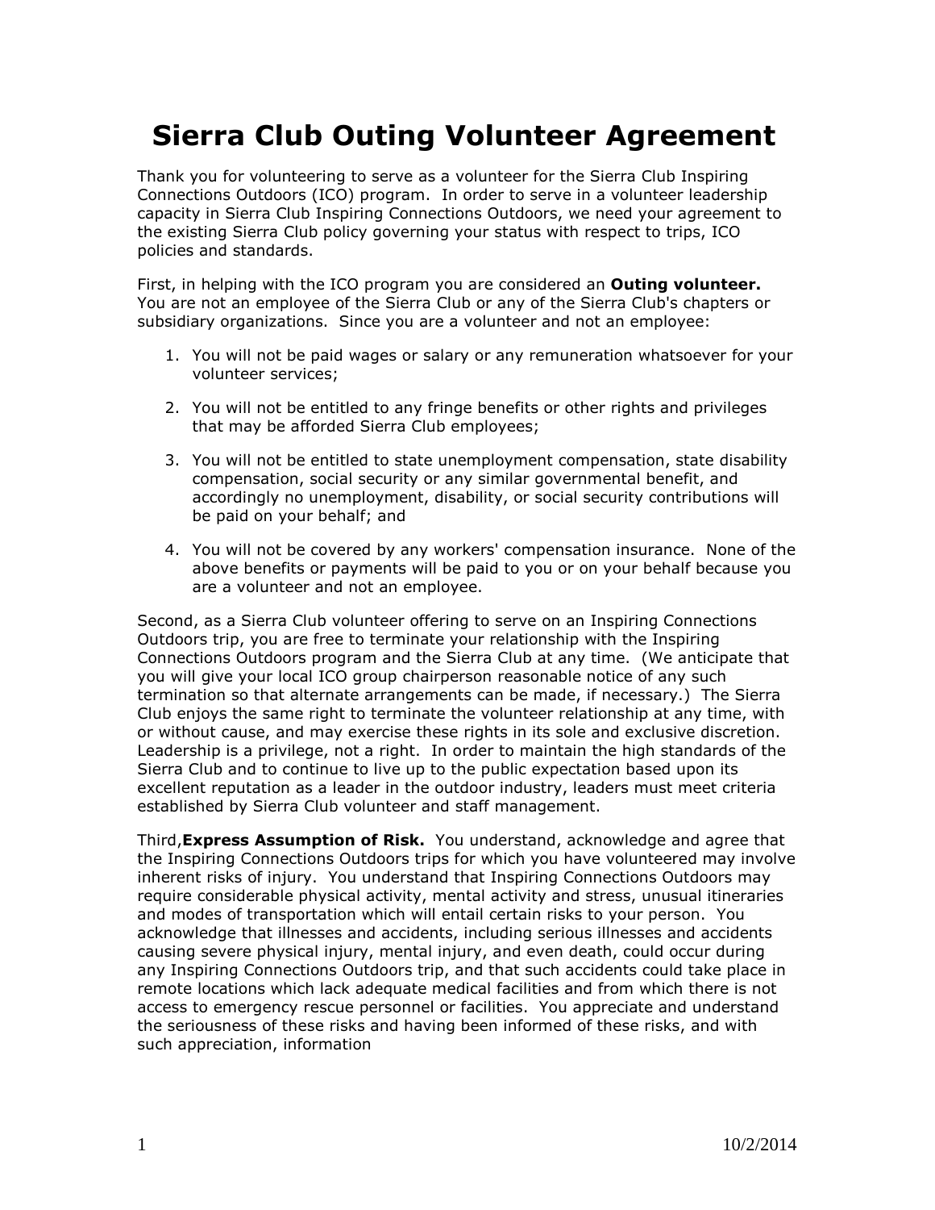# Sierra Club Outing Volunteer Agreement

Thank you for volunteering to serve as a volunteer for the Sierra Club Inspiring Connections Outdoors (ICO) program. In order to serve in a volunteer leadership capacity in Sierra Club Inspiring Connections Outdoors, we need your agreement to the existing Sierra Club policy governing your status with respect to trips, ICO policies and standards.

First, in helping with the ICO program you are considered an **Outing volunteer.** You are not an employee of the Sierra Club or any of the Sierra Club's chapters or subsidiary organizations. Since you are a volunteer and not an employee:

1. You will not be paid wages or salary or any remuneration whatsoever for your volunteer services;

2. You will not be entitled to any fringe benefits or other rights and privileges that may be afforded Sierra Club employees;

3. You will not be entitled to state unemployment compensation, state disability compensation, social security or any similar governmental benefit, and accordingly no unemployment, disability, or social security contributions will be paid on your behalf; and

4. You will not be covered by any workers' compensation insurance. None of the above benefits or payments will be paid to you or on your behalf because you are a volunteer and not an employee.

Second, as a Sierra Club volunteer offering to serve on an Inspiring Connections Outdoors trip, you are free to terminate your relationship with the Inspiring Connections Outdoors program and the Sierra Club at any time. (We anticipate that you will give your local ICO group chairperson reasonable notice of any such termination so that alternate arrangements can be made, if necessary.) The Sierra Club enjoys the same right to terminate the volunteer relationship at any time, with or without cause, and may exercise these rights in its sole and exclusive discretion. Leadership is a privilege, not a right. In order to maintain the high standards of the Sierra Club and to continue to live up to the public expectation based upon its excellent reputation as a leader in the outdoor industry, leaders must meet criteria established by Sierra Club volunteer and staff management.

Third,**Express Assumption of Risk.** You understand, acknowledge and agree that the Inspiring Connections Outdoors trips for which you have volunteered may involve inherent risks of injury. You understand that Inspiring Connections Outdoors may require considerable physical activity, mental activity and stress, unusual itineraries and modes of transportation which will entail certain risks to your person. You acknowledge that illnesses and accidents, including serious illnesses and accidents causing severe physical injury, mental injury, and even death, could occur during any Inspiring Connections Outdoors trip, and that such accidents could take place in remote locations which lack adequate medical facilities and from which there is not access to emergency rescue personnel or facilities. You appreciate and understand the seriousness of these risks and having been informed of these risks, and with such appreciation, information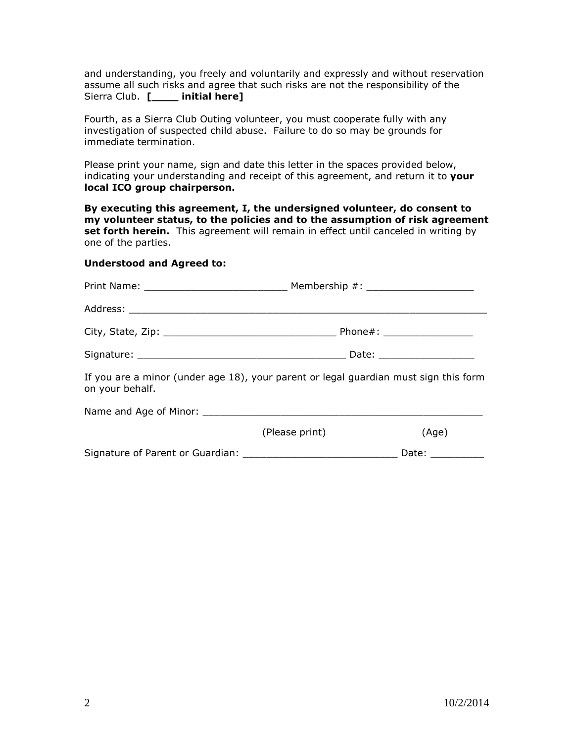and understanding, you freely and voluntarily and expressly and without reservation assume all such risks and agree that such risks are not the responsibility of the Sierra Club. **[____ initial here]**

Fourth, as a Sierra Club Outing volunteer, you must cooperate fully with any investigation of suspected child abuse. Failure to do so may be grounds for immediate termination.

Please print your name, sign and date this letter in the spaces provided below, indicating your understanding and receipt of this agreement, and return it to **your local ICO group chairperson.**

**By executing this agreement, I, the undersigned volunteer, do consent to my volunteer status, to the policies and to the assumption of risk agreement set forth herein.** This agreement will remain in effect until canceled in writing by one of the parties.

**Understood and Agreed to:**

Print Name: ________________________ Membership #: __________________

Address: ______________________________________________________________

City, State, Zip: _____________________________ Phone#: _______________

Signature: ___________________________________ Date: ________________

If you are a minor (under age 18), your parent or legal guardian must sign this form on your behalf.

Name and Age of Minor: _________________________________________________

(Please print) (Age)

Signature of Parent or Guardian: __________________________ Date: _________